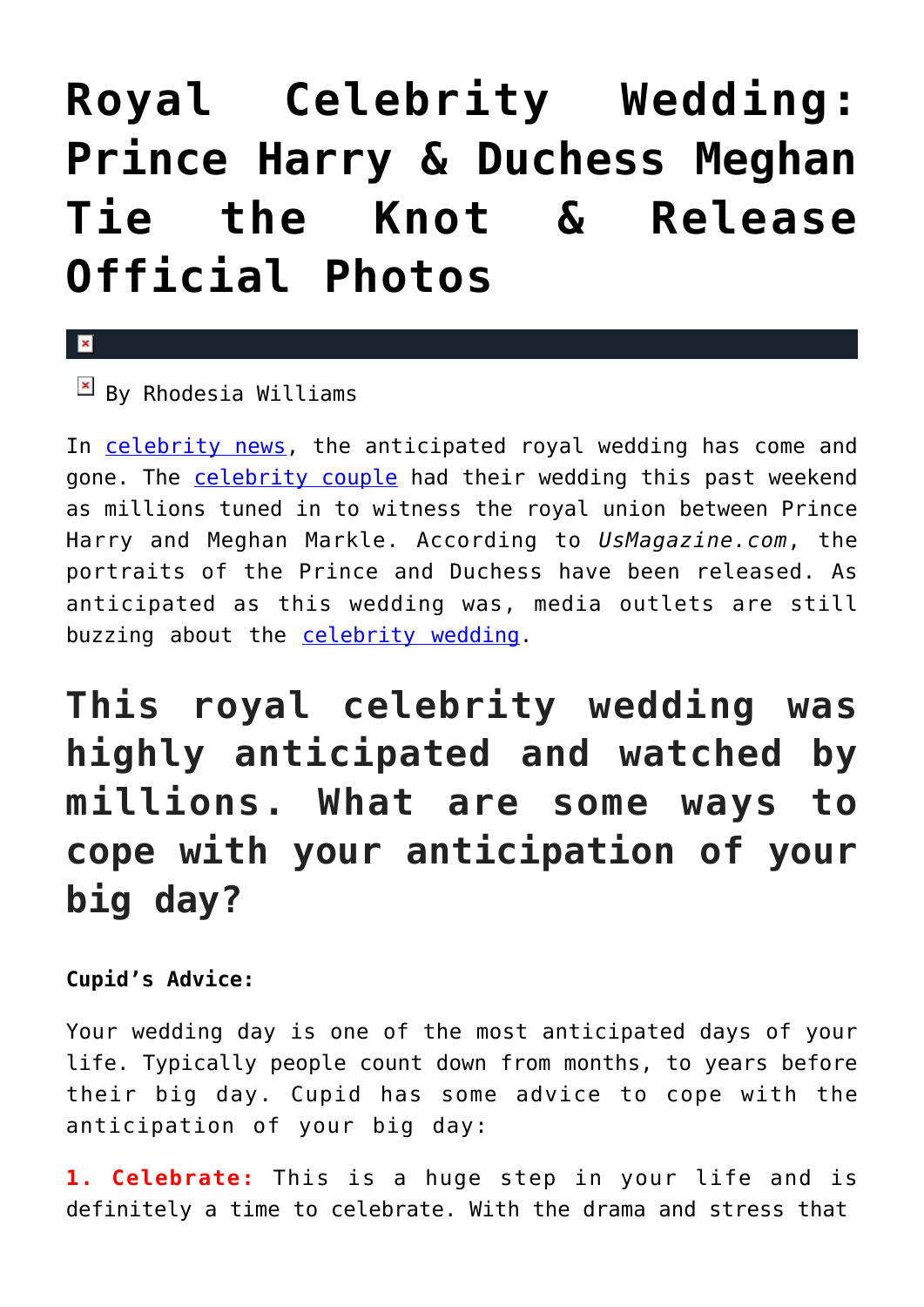# Royal Celebrity Wedding: Prince Harry & Duchess Meghan Tie the Knot & Release Official Photos

By Rhodesia Williams

In celebrity news, the anticipated royal wedding has come and gone. The celebrity couple had their wedding this past weekend as millions tuned in to witness the royal union between Prince Harry and Meghan Markle. According to *UsMagazine.com*, the portraits of the Prince and Duchess have been released. As anticipated as this wedding was, media outlets are still buzzing about the celebrity wedding.

## This royal celebrity wedding was highly anticipated and watched by millions. What are some ways to cope with your anticipation of your big day?

**Cupid's Advice:**

Your wedding day is one of the most anticipated days of your life. Typically people count down from months, to years before their big day. Cupid has some advice to cope with the anticipation of your big day:

**1. Celebrate:** This is a huge step in your life and is definitely a time to celebrate. With the drama and stress that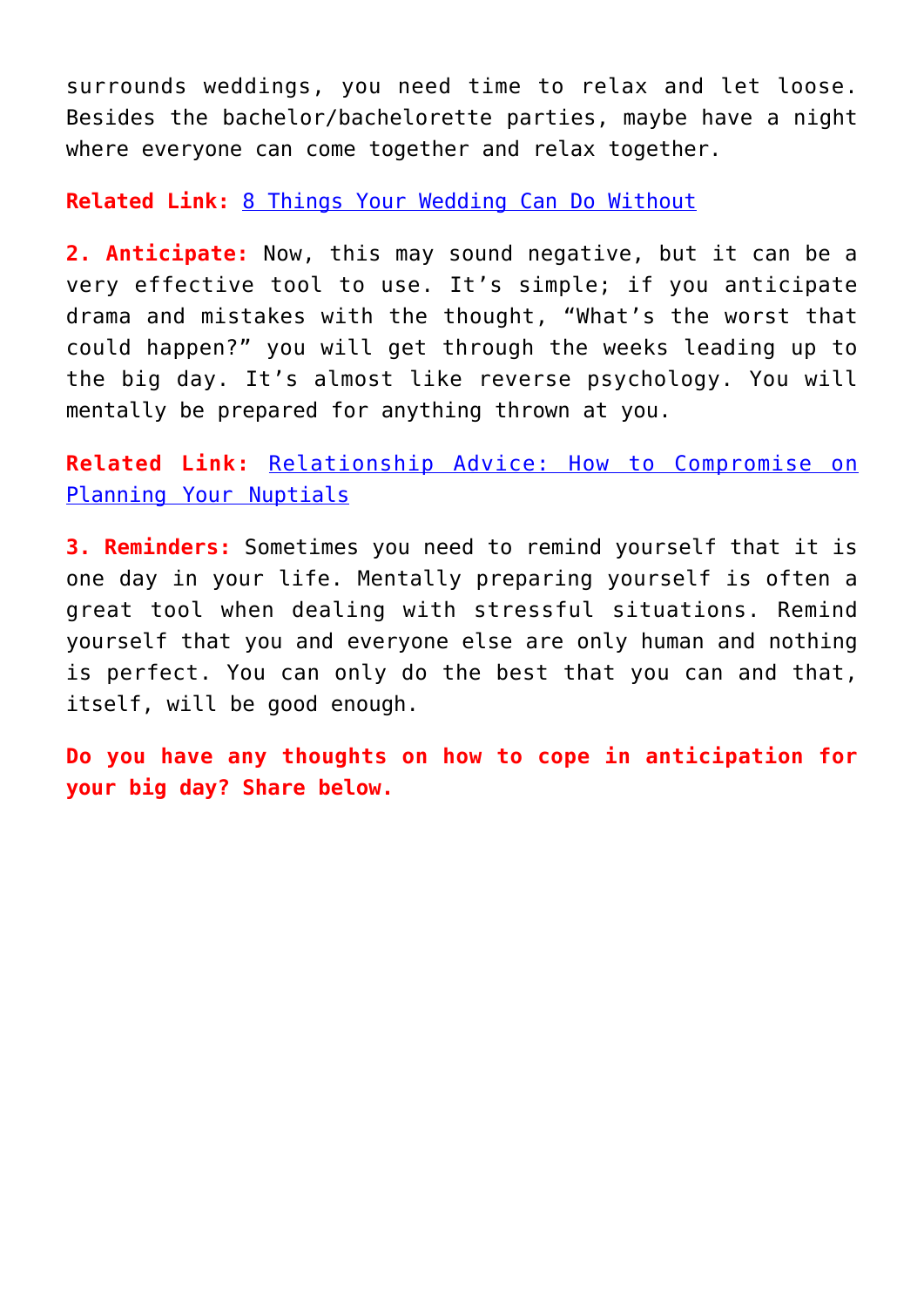surrounds weddings, you need time to relax and let loose. Besides the bachelor/bachelorette parties, maybe have a night where everyone can come together and relax together.

**Related Link:** 8 Things Your Wedding Can Do Without

**2. Anticipate:** Now, this may sound negative, but it can be a very effective tool to use. It's simple; if you anticipate drama and mistakes with the thought, "What's the worst that could happen?" you will get through the weeks leading up to the big day. It's almost like reverse psychology. You will mentally be prepared for anything thrown at you.

**Related Link:** Relationship Advice: How to Compromise on Planning Your Nuptials

**3. Reminders:** Sometimes you need to remind yourself that it is one day in your life. Mentally preparing yourself is often a great tool when dealing with stressful situations. Remind yourself that you and everyone else are only human and nothing is perfect. You can only do the best that you can and that, itself, will be good enough.

**Do you have any thoughts on how to cope in anticipation for your big day? Share below.**